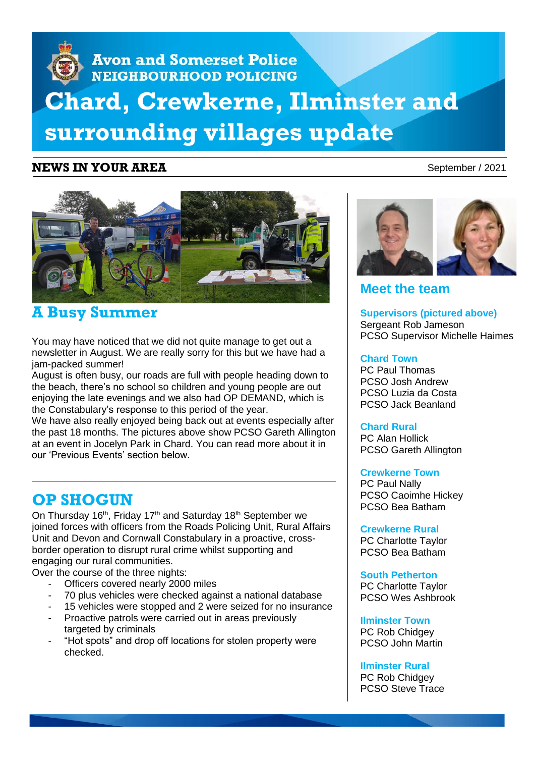Avon and Somerset Police
NEIGHBOURHOOD POLICING

# Chard, Crewkerne, Ilminster and surrounding villages update

**NEWS IN YOUR AREA** September / 2021

## A Busy Summer

You may have noticed that we did not quite manage to get out a newsletter in August. We are really sorry for this but we have had a jam-packed summer!

August is often busy, our roads are full with people heading down to the beach, there's no school so children and young people are out enjoying the late evenings and we also had OP DEMAND, which is the Constabulary's response to this period of the year.

We have also really enjoyed being back out at events especially after the past 18 months. The pictures above show PCSO Gareth Allington at an event in Jocelyn Park in Chard. You can read more about it in our 'Previous Events' section below.

## OP SHOGUN

On Thursday 16th, Friday 17th and Saturday 18th September we joined forces with officers from the Roads Policing Unit, Rural Affairs Unit and Devon and Cornwall Constabulary in a proactive, cross-border operation to disrupt rural crime whilst supporting and engaging our rural communities.

Over the course of the three nights:

- Officers covered nearly 2000 miles
- 70 plus vehicles were checked against a national database
- 15 vehicles were stopped and 2 were seized for no insurance
- Proactive patrols were carried out in areas previously targeted by criminals
- "Hot spots" and drop off locations for stolen property were checked.

## Meet the team

**Supervisors (pictured above)**
Sergeant Rob Jameson
PCSO Supervisor Michelle Haimes

**Chard Town**
PC Paul Thomas
PCSO Josh Andrew
PCSO Luzia da Costa
PCSO Jack Beanland

**Chard Rural**
PC Alan Hollick
PCSO Gareth Allington

**Crewkerne Town**
PC Paul Nally
PCSO Caoimhe Hickey
PCSO Bea Batham

**Crewkerne Rural**
PC Charlotte Taylor
PCSO Bea Batham

**South Petherton**
PC Charlotte Taylor
PCSO Wes Ashbrook

**Ilminster Town**
PC Rob Chidgey
PCSO John Martin

**Ilminster Rural**
PC Rob Chidgey
PCSO Steve Trace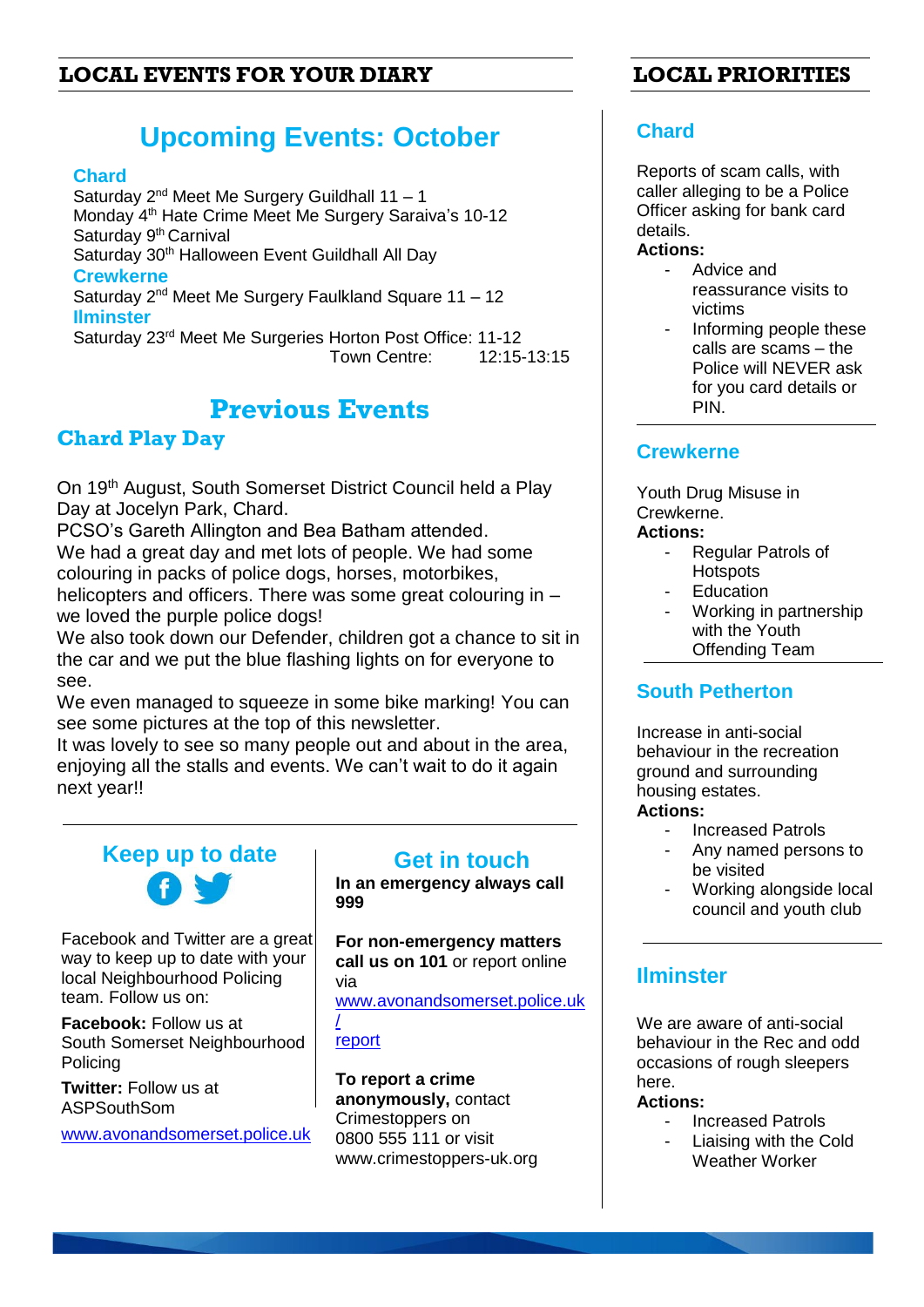## LOCAL EVENTS FOR YOUR DIARY

# Upcoming Events: October

### Chard

Saturday 2nd Meet Me Surgery Guildhall 11 – 1
Monday 4th Hate Crime Meet Me Surgery Saraiva's 10-12
Saturday 9th Carnival
Saturday 30th Halloween Event Guildhall All Day

### Crewkerne

Saturday 2nd Meet Me Surgery Faulkland Square 11 – 12

### Ilminster

Saturday 23rd Meet Me Surgeries Horton Post Office: 11-12
Town Centre: 12:15-13:15

# Previous Events

## Chard Play Day

On 19th August, South Somerset District Council held a Play Day at Jocelyn Park, Chard.
PCSO's Gareth Allington and Bea Batham attended.
We had a great day and met lots of people. We had some colouring in packs of police dogs, horses, motorbikes, helicopters and officers. There was some great colouring in – we loved the purple police dogs!
We also took down our Defender, children got a chance to sit in the car and we put the blue flashing lights on for everyone to see.
We even managed to squeeze in some bike marking! You can see some pictures at the top of this newsletter.
It was lovely to see so many people out and about in the area, enjoying all the stalls and events. We can't wait to do it again next year!!

## Keep up to date

Facebook and Twitter are a great way to keep up to date with your local Neighbourhood Policing team. Follow us on:

**Facebook:** Follow us at South Somerset Neighbourhood Policing

**Twitter:** Follow us at ASPSouthSom

www.avonandsomerset.police.uk

## Get in touch

**In an emergency always call 999**

**For non-emergency matters call us on 101** or report online via www.avonandsomerset.police.uk/report

**To report a crime anonymously,** contact Crimestoppers on 0800 555 111 or visit www.crimestoppers-uk.org

## LOCAL PRIORITIES

### Chard

Reports of scam calls, with caller alleging to be a Police Officer asking for bank card details.

**Actions:**

- Advice and reassurance visits to victims
- Informing people these calls are scams – the Police will NEVER ask for you card details or PIN.

### Crewkerne

Youth Drug Misuse in Crewkerne.

**Actions:**

- Regular Patrols of Hotspots
- Education
- Working in partnership with the Youth Offending Team

### South Petherton

Increase in anti-social behaviour in the recreation ground and surrounding housing estates.

**Actions:**

- Increased Patrols
- Any named persons to be visited
- Working alongside local council and youth club

### Ilminster

We are aware of anti-social behaviour in the Rec and odd occasions of rough sleepers here.

**Actions:**

- Increased Patrols
- Liaising with the Cold Weather Worker